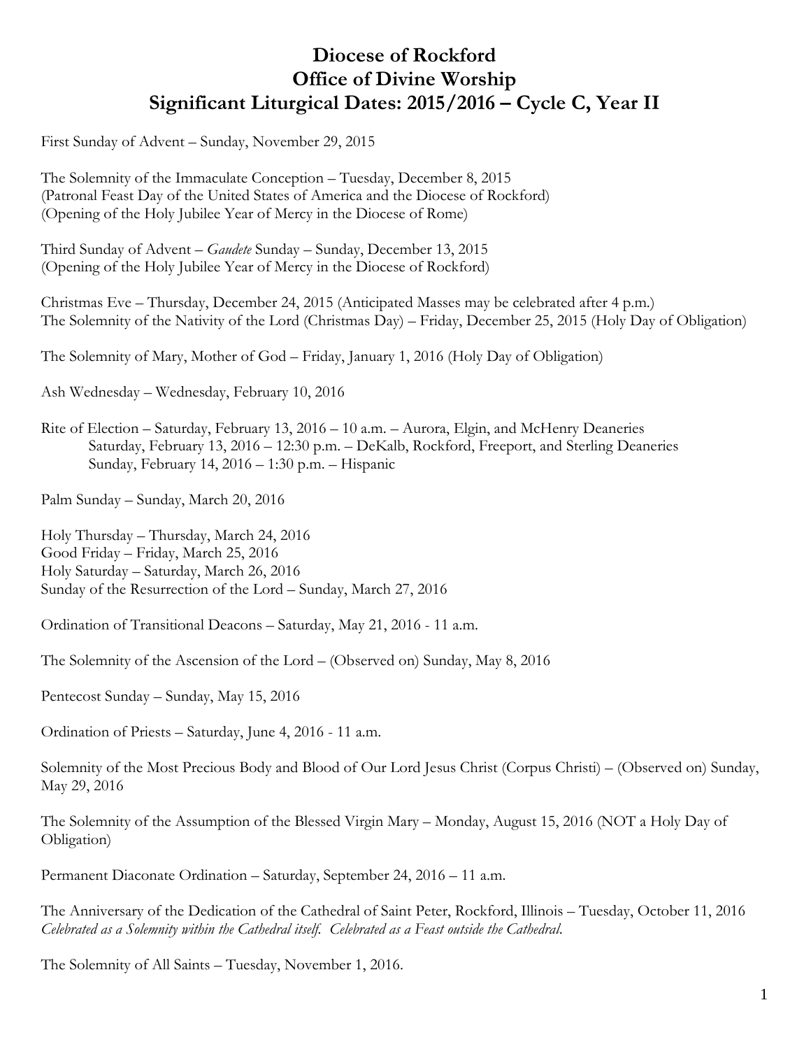# Diocese of Rockford
# Office of Divine Worship
# Significant Liturgical Dates: 2015/2016 – Cycle C, Year II

First Sunday of Advent – Sunday, November 29, 2015

The Solemnity of the Immaculate Conception – Tuesday, December 8, 2015
(Patronal Feast Day of the United States of America and the Diocese of Rockford)
(Opening of the Holy Jubilee Year of Mercy in the Diocese of Rome)

Third Sunday of Advent – *Gaudete* Sunday – Sunday, December 13, 2015
(Opening of the Holy Jubilee Year of Mercy in the Diocese of Rockford)

Christmas Eve – Thursday, December 24, 2015 (Anticipated Masses may be celebrated after 4 p.m.)
The Solemnity of the Nativity of the Lord (Christmas Day) – Friday, December 25, 2015 (Holy Day of Obligation)

The Solemnity of Mary, Mother of God – Friday, January 1, 2016 (Holy Day of Obligation)

Ash Wednesday – Wednesday, February 10, 2016

Rite of Election – Saturday, February 13, 2016 – 10 a.m. – Aurora, Elgin, and McHenry Deaneries
Saturday, February 13, 2016 – 12:30 p.m. – DeKalb, Rockford, Freeport, and Sterling Deaneries
Sunday, February 14, 2016 – 1:30 p.m. – Hispanic

Palm Sunday – Sunday, March 20, 2016

Holy Thursday – Thursday, March 24, 2016
Good Friday – Friday, March 25, 2016
Holy Saturday – Saturday, March 26, 2016
Sunday of the Resurrection of the Lord – Sunday, March 27, 2016

Ordination of Transitional Deacons – Saturday, May 21, 2016 - 11 a.m.

The Solemnity of the Ascension of the Lord – (Observed on) Sunday, May 8, 2016

Pentecost Sunday – Sunday, May 15, 2016

Ordination of Priests – Saturday, June 4, 2016 - 11 a.m.

Solemnity of the Most Precious Body and Blood of Our Lord Jesus Christ (Corpus Christi) – (Observed on) Sunday, May 29, 2016

The Solemnity of the Assumption of the Blessed Virgin Mary – Monday, August 15, 2016 (NOT a Holy Day of Obligation)

Permanent Diaconate Ordination – Saturday, September 24, 2016 – 11 a.m.

The Anniversary of the Dedication of the Cathedral of Saint Peter, Rockford, Illinois – Tuesday, October 11, 2016
*Celebrated as a Solemnity within the Cathedral itself. Celebrated as a Feast outside the Cathedral.*

The Solemnity of All Saints – Tuesday, November 1, 2016.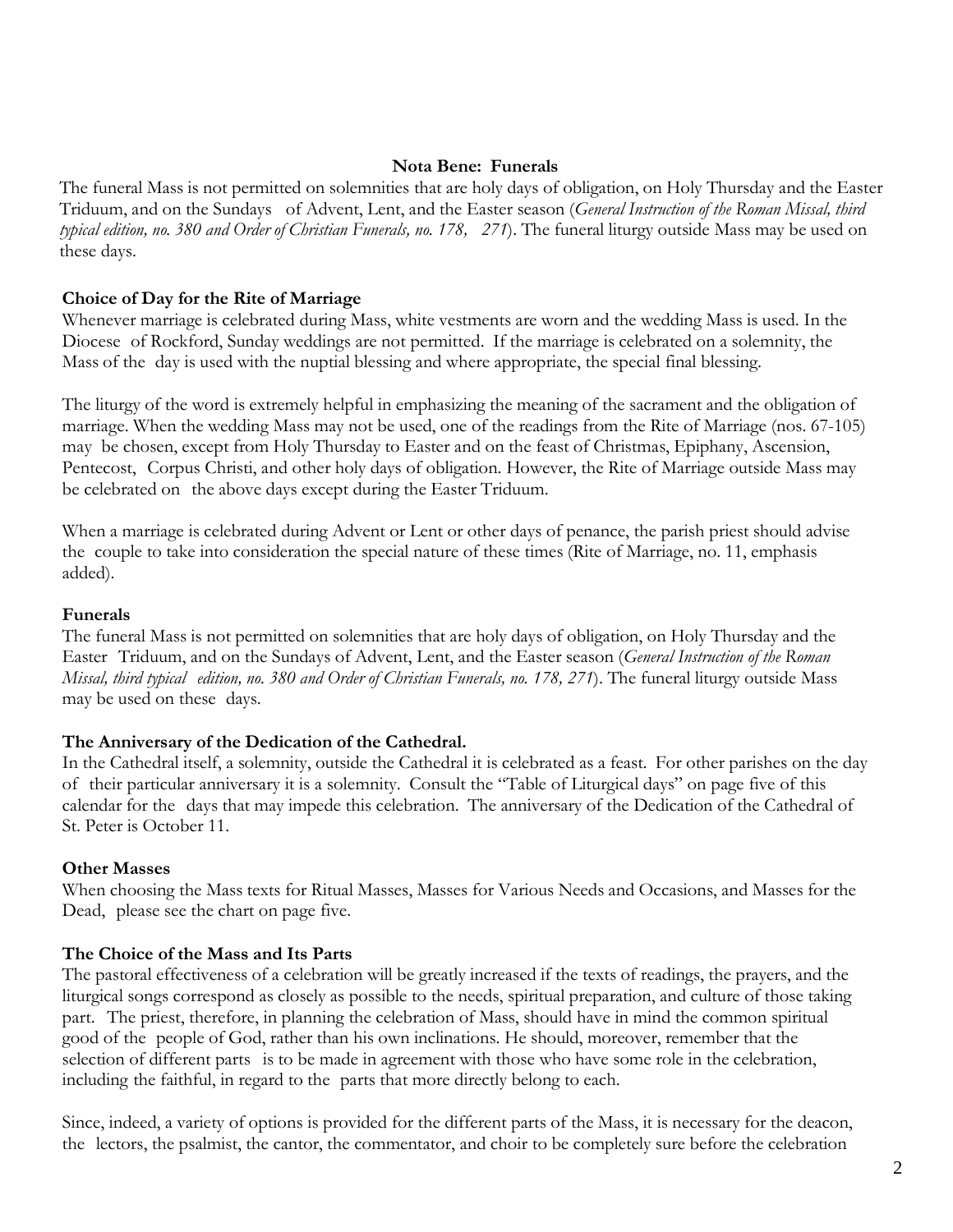**Nota Bene: Funerals**

The funeral Mass is not permitted on solemnities that are holy days of obligation, on Holy Thursday and the Easter Triduum, and on the Sundays of Advent, Lent, and the Easter season (*General Instruction of the Roman Missal, third typical edition, no. 380 and Order of Christian Funerals, no. 178, 271*). The funeral liturgy outside Mass may be used on these days.

**Choice of Day for the Rite of Marriage**

Whenever marriage is celebrated during Mass, white vestments are worn and the wedding Mass is used. In the Diocese of Rockford, Sunday weddings are not permitted. If the marriage is celebrated on a solemnity, the Mass of the day is used with the nuptial blessing and where appropriate, the special final blessing.

The liturgy of the word is extremely helpful in emphasizing the meaning of the sacrament and the obligation of marriage. When the wedding Mass may not be used, one of the readings from the Rite of Marriage (nos. 67-105) may be chosen, except from Holy Thursday to Easter and on the feast of Christmas, Epiphany, Ascension, Pentecost, Corpus Christi, and other holy days of obligation. However, the Rite of Marriage outside Mass may be celebrated on the above days except during the Easter Triduum.

When a marriage is celebrated during Advent or Lent or other days of penance, the parish priest should advise the couple to take into consideration the special nature of these times (Rite of Marriage, no. 11, emphasis added).

**Funerals**

The funeral Mass is not permitted on solemnities that are holy days of obligation, on Holy Thursday and the Easter Triduum, and on the Sundays of Advent, Lent, and the Easter season (*General Instruction of the Roman Missal, third typical edition, no. 380 and Order of Christian Funerals, no. 178, 271*). The funeral liturgy outside Mass may be used on these days.

**The Anniversary of the Dedication of the Cathedral.**

In the Cathedral itself, a solemnity, outside the Cathedral it is celebrated as a feast. For other parishes on the day of their particular anniversary it is a solemnity. Consult the "Table of Liturgical days" on page five of this calendar for the days that may impede this celebration. The anniversary of the Dedication of the Cathedral of St. Peter is October 11.

**Other Masses**

When choosing the Mass texts for Ritual Masses, Masses for Various Needs and Occasions, and Masses for the Dead, please see the chart on page five.

**The Choice of the Mass and Its Parts**

The pastoral effectiveness of a celebration will be greatly increased if the texts of readings, the prayers, and the liturgical songs correspond as closely as possible to the needs, spiritual preparation, and culture of those taking part. The priest, therefore, in planning the celebration of Mass, should have in mind the common spiritual good of the people of God, rather than his own inclinations. He should, moreover, remember that the selection of different parts is to be made in agreement with those who have some role in the celebration, including the faithful, in regard to the parts that more directly belong to each.

Since, indeed, a variety of options is provided for the different parts of the Mass, it is necessary for the deacon, the lectors, the psalmist, the cantor, the commentator, and choir to be completely sure before the celebration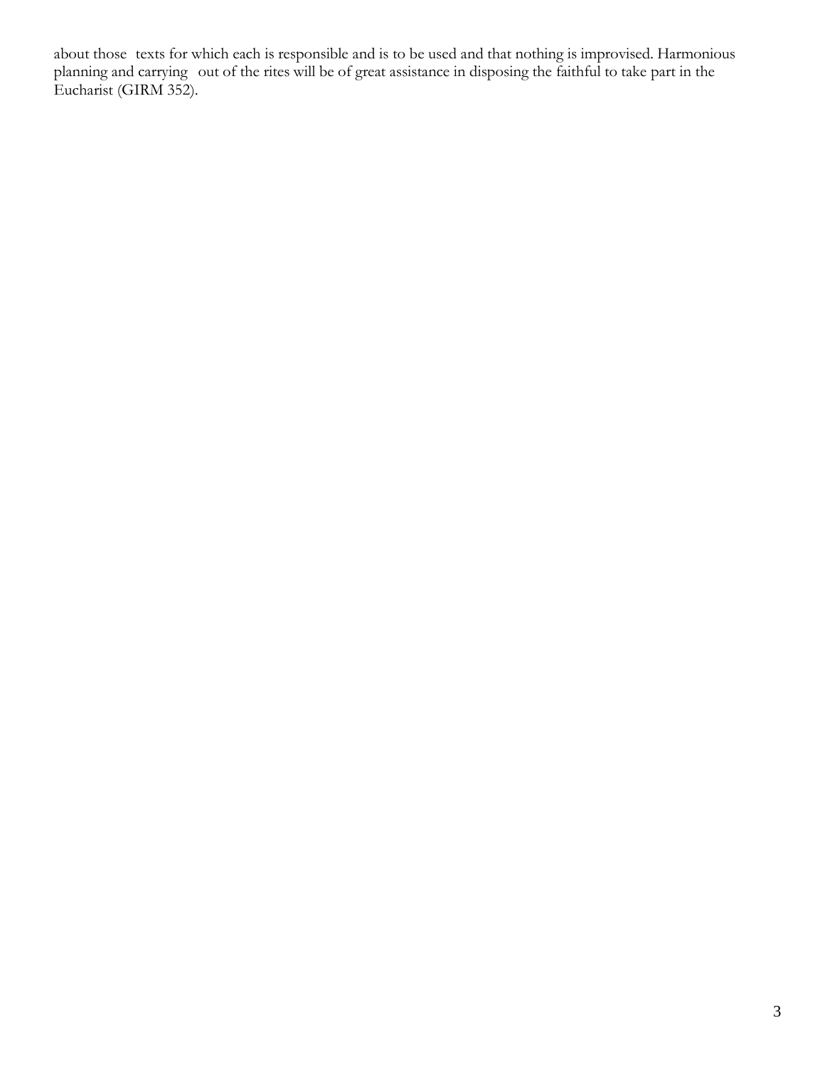about those texts for which each is responsible and is to be used and that nothing is improvised. Harmonious planning and carrying out of the rites will be of great assistance in disposing the faithful to take part in the Eucharist (GIRM 352).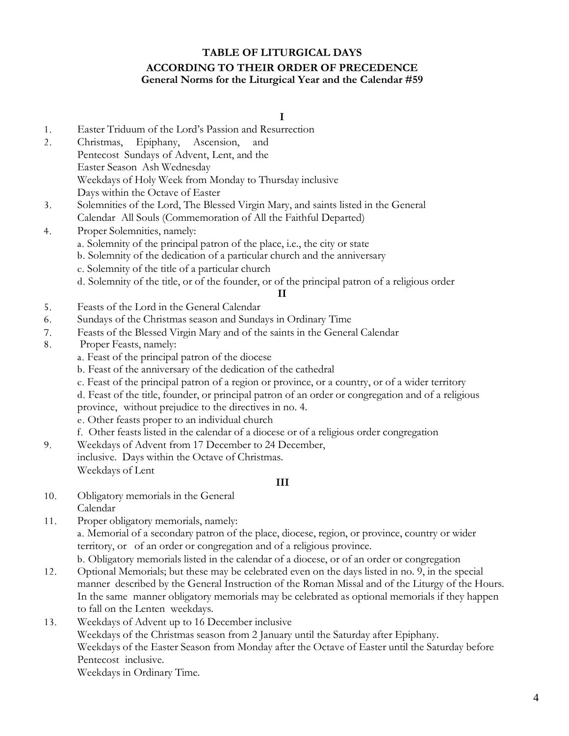# TABLE OF LITURGICAL DAYS

## ACCORDING TO THEIR ORDER OF PRECEDENCE

### General Norms for the Liturgical Year and the Calendar #59

**I**

1. Easter Triduum of the Lord's Passion and Resurrection
2. Christmas, Epiphany, Ascension, and Pentecost Sundays of Advent, Lent, and the Easter Season Ash Wednesday
   Weekdays of Holy Week from Monday to Thursday inclusive
   Days within the Octave of Easter
3. Solemnities of the Lord, The Blessed Virgin Mary, and saints listed in the General Calendar All Souls (Commemoration of All the Faithful Departed)
4. Proper Solemnities, namely:
   a. Solemnity of the principal patron of the place, i.e., the city or state
   b. Solemnity of the dedication of a particular church and the anniversary
   c. Solemnity of the title of a particular church
   d. Solemnity of the title, or of the founder, or of the principal patron of a religious order

**II**

5. Feasts of the Lord in the General Calendar
6. Sundays of the Christmas season and Sundays in Ordinary Time
7. Feasts of the Blessed Virgin Mary and of the saints in the General Calendar
8. Proper Feasts, namely:
   a. Feast of the principal patron of the diocese
   b. Feast of the anniversary of the dedication of the cathedral
   c. Feast of the principal patron of a region or province, or a country, or of a wider territory
   d. Feast of the title, founder, or principal patron of an order or congregation and of a religious province, without prejudice to the directives in no. 4.
   e. Other feasts proper to an individual church
   f. Other feasts listed in the calendar of a diocese or of a religious order congregation
9. Weekdays of Advent from 17 December to 24 December, inclusive. Days within the Octave of Christmas.
   Weekdays of Lent

**III**

10. Obligatory memorials in the General Calendar
11. Proper obligatory memorials, namely:
    a. Memorial of a secondary patron of the place, diocese, region, or province, country or wider territory, or of an order or congregation and of a religious province.
    b. Obligatory memorials listed in the calendar of a diocese, or of an order or congregation
12. Optional Memorials; but these may be celebrated even on the days listed in no. 9, in the special manner described by the General Instruction of the Roman Missal and of the Liturgy of the Hours. In the same manner obligatory memorials may be celebrated as optional memorials if they happen to fall on the Lenten weekdays.
13. Weekdays of Advent up to 16 December inclusive
    Weekdays of the Christmas season from 2 January until the Saturday after Epiphany.
    Weekdays of the Easter Season from Monday after the Octave of Easter until the Saturday before Pentecost inclusive.
    Weekdays in Ordinary Time.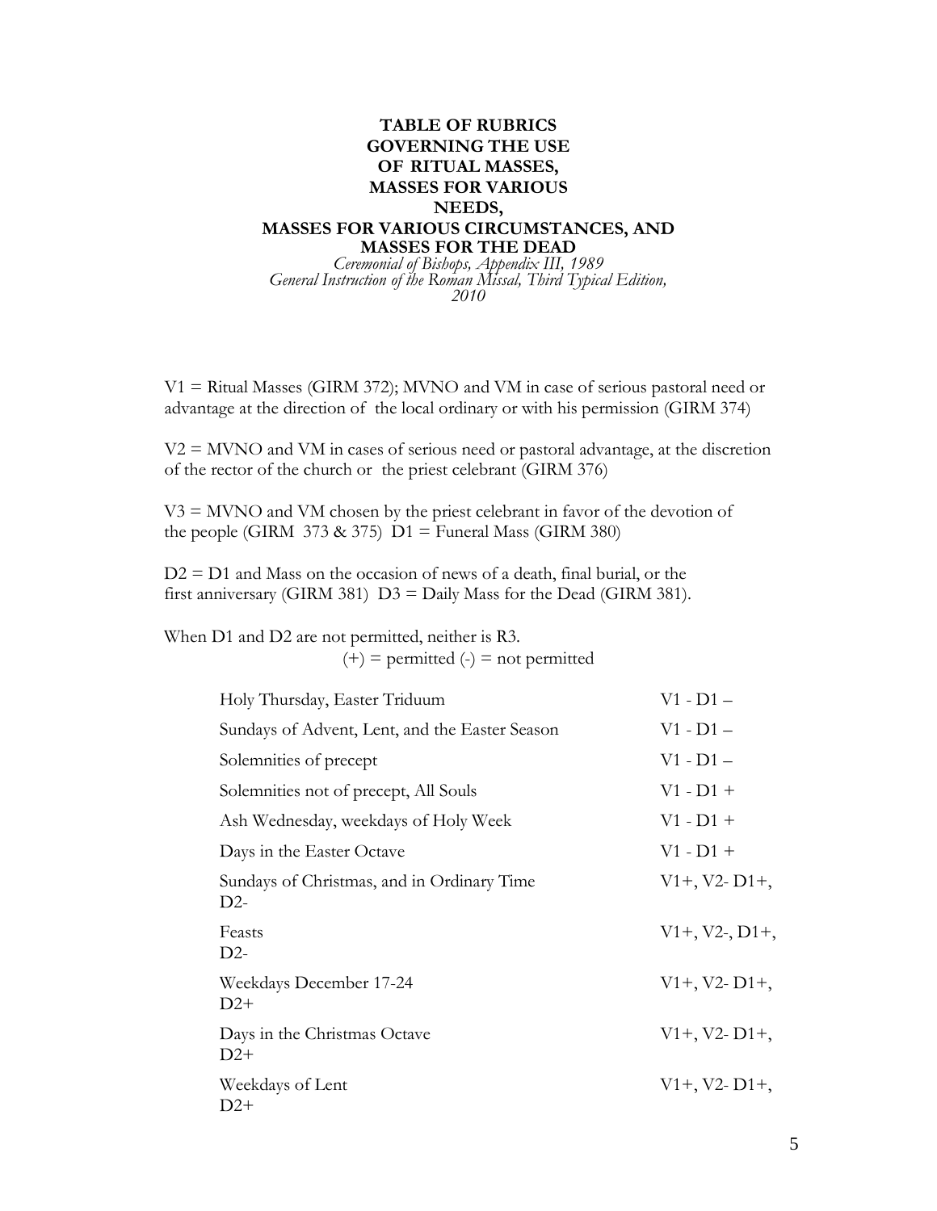**TABLE OF RUBRICS GOVERNING THE USE OF RITUAL MASSES, MASSES FOR VARIOUS NEEDS, MASSES FOR VARIOUS CIRCUMSTANCES, AND MASSES FOR THE DEAD**

*Ceremonial of Bishops, Appendix III, 1989*
*General Instruction of the Roman Missal, Third Typical Edition, 2010*

V1 = Ritual Masses (GIRM 372); MVNO and VM in case of serious pastoral need or advantage at the direction of the local ordinary or with his permission (GIRM 374)

V2 = MVNO and VM in cases of serious need or pastoral advantage, at the discretion of the rector of the church or the priest celebrant (GIRM 376)

V3 = MVNO and VM chosen by the priest celebrant in favor of the devotion of the people (GIRM 373 & 375) D1 = Funeral Mass (GIRM 380)

D2 = D1 and Mass on the occasion of news of a death, final burial, or the first anniversary (GIRM 381) D3 = Daily Mass for the Dead (GIRM 381).

When D1 and D2 are not permitted, neither is R3.

(+) = permitted (-) = not permitted

| | |
|---|---|
| Holy Thursday, Easter Triduum | V1 - D1 – |
| Sundays of Advent, Lent, and the Easter Season | V1 - D1 – |
| Solemnities of precept | V1 - D1 – |
| Solemnities not of precept, All Souls | V1 - D1 + |
| Ash Wednesday, weekdays of Holy Week | V1 - D1 + |
| Days in the Easter Octave | V1 - D1 + |
| Sundays of Christmas, and in Ordinary Time | V1+, V2- D1+, D2- |
| Feasts | V1+, V2-, D1+, D2- |
| Weekdays December 17-24 | V1+, V2- D1+, D2+ |
| Days in the Christmas Octave | V1+, V2- D1+, D2+ |
| Weekdays of Lent | V1+, V2- D1+, D2+ |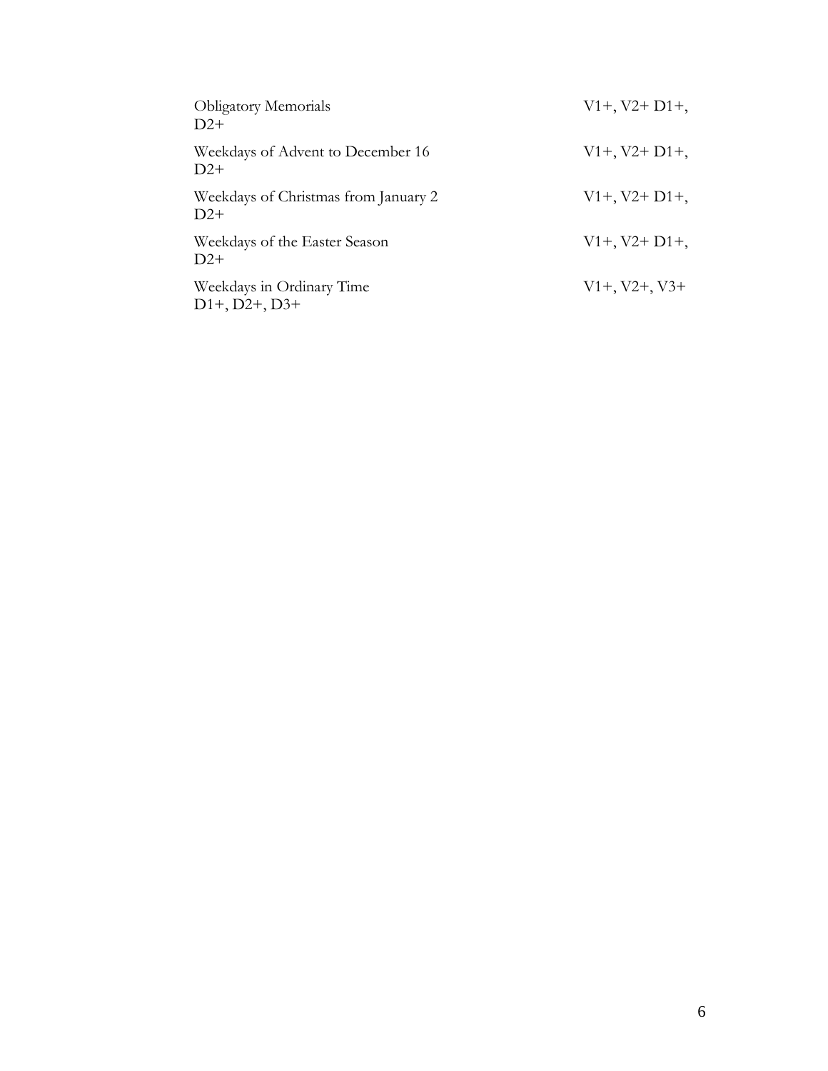| | |
|---|---|
| Obligatory Memorials | V1+, V2+ D1+, D2+ |
| Weekdays of Advent to December 16 | V1+, V2+ D1+, D2+ |
| Weekdays of Christmas from January 2 | V1+, V2+ D1+, D2+ |
| Weekdays of the Easter Season | V1+, V2+ D1+, D2+ |
| Weekdays in Ordinary Time | V1+, V2+, V3+ D1+, D2+, D3+ |